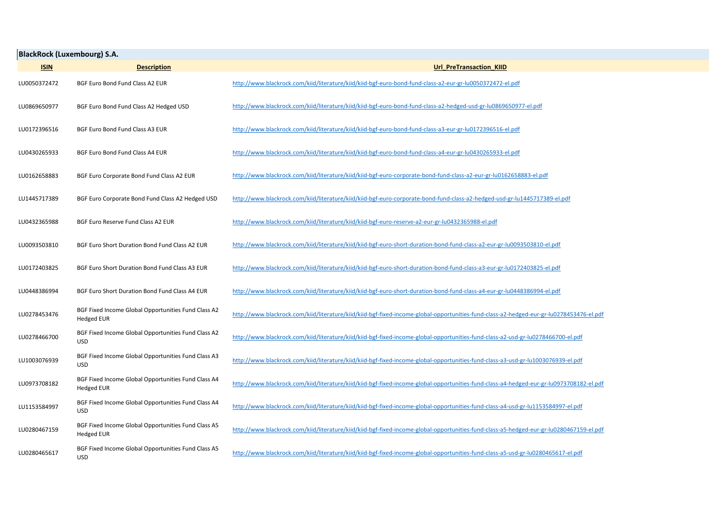**BlackRock (Luxembourg) S.A.**

| ISIN | Description | Url_PreTransaction_KIID |
| --- | --- | --- |
| LU0050372472 | BGF Euro Bond Fund Class A2 EUR | http://www.blackrock.com/kiid/literature/kiid/kiid-bgf-euro-bond-fund-class-a2-eur-gr-lu0050372472-el.pdf |
| LU0869650977 | BGF Euro Bond Fund Class A2 Hedged USD | http://www.blackrock.com/kiid/literature/kiid/kiid-bgf-euro-bond-fund-class-a2-hedged-usd-gr-lu0869650977-el.pdf |
| LU0172396516 | BGF Euro Bond Fund Class A3 EUR | http://www.blackrock.com/kiid/literature/kiid/kiid-bgf-euro-bond-fund-class-a3-eur-gr-lu0172396516-el.pdf |
| LU0430265933 | BGF Euro Bond Fund Class A4 EUR | http://www.blackrock.com/kiid/literature/kiid/kiid-bgf-euro-bond-fund-class-a4-eur-gr-lu0430265933-el.pdf |
| LU0162658883 | BGF Euro Corporate Bond Fund Class A2 EUR | http://www.blackrock.com/kiid/literature/kiid/kiid-bgf-euro-corporate-bond-fund-class-a2-eur-gr-lu0162658883-el.pdf |
| LU1445717389 | BGF Euro Corporate Bond Fund Class A2 Hedged USD | http://www.blackrock.com/kiid/literature/kiid/kiid-bgf-euro-corporate-bond-fund-class-a2-hedged-usd-gr-lu1445717389-el.pdf |
| LU0432365988 | BGF Euro Reserve Fund Class A2 EUR | http://www.blackrock.com/kiid/literature/kiid/kiid-bgf-euro-reserve-a2-eur-gr-lu0432365988-el.pdf |
| LU0093503810 | BGF Euro Short Duration Bond Fund Class A2 EUR | http://www.blackrock.com/kiid/literature/kiid/kiid-bgf-euro-short-duration-bond-fund-class-a2-eur-gr-lu0093503810-el.pdf |
| LU0172403825 | BGF Euro Short Duration Bond Fund Class A3 EUR | http://www.blackrock.com/kiid/literature/kiid/kiid-bgf-euro-short-duration-bond-fund-class-a3-eur-gr-lu0172403825-el.pdf |
| LU0448386994 | BGF Euro Short Duration Bond Fund Class A4 EUR | http://www.blackrock.com/kiid/literature/kiid/kiid-bgf-euro-short-duration-bond-fund-class-a4-eur-gr-lu0448386994-el.pdf |
| LU0278453476 | BGF Fixed Income Global Opportunities Fund Class A2 Hedged EUR | http://www.blackrock.com/kiid/literature/kiid/kiid-bgf-fixed-income-global-opportunities-fund-class-a2-hedged-eur-gr-lu0278453476-el.pdf |
| LU0278466700 | BGF Fixed Income Global Opportunities Fund Class A2 USD | http://www.blackrock.com/kiid/literature/kiid/kiid-bgf-fixed-income-global-opportunities-fund-class-a2-usd-gr-lu0278466700-el.pdf |
| LU1003076939 | BGF Fixed Income Global Opportunities Fund Class A3 USD | http://www.blackrock.com/kiid/literature/kiid/kiid-bgf-fixed-income-global-opportunities-fund-class-a3-usd-gr-lu1003076939-el.pdf |
| LU0973708182 | BGF Fixed Income Global Opportunities Fund Class A4 Hedged EUR | http://www.blackrock.com/kiid/literature/kiid/kiid-bgf-fixed-income-global-opportunities-fund-class-a4-hedged-eur-gr-lu0973708182-el.pdf |
| LU1153584997 | BGF Fixed Income Global Opportunities Fund Class A4 USD | http://www.blackrock.com/kiid/literature/kiid/kiid-bgf-fixed-income-global-opportunities-fund-class-a4-usd-gr-lu1153584997-el.pdf |
| LU0280467159 | BGF Fixed Income Global Opportunities Fund Class A5 Hedged EUR | http://www.blackrock.com/kiid/literature/kiid/kiid-bgf-fixed-income-global-opportunities-fund-class-a5-hedged-eur-gr-lu0280467159-el.pdf |
| LU0280465617 | BGF Fixed Income Global Opportunities Fund Class A5 USD | http://www.blackrock.com/kiid/literature/kiid/kiid-bgf-fixed-income-global-opportunities-fund-class-a5-usd-gr-lu0280465617-el.pdf |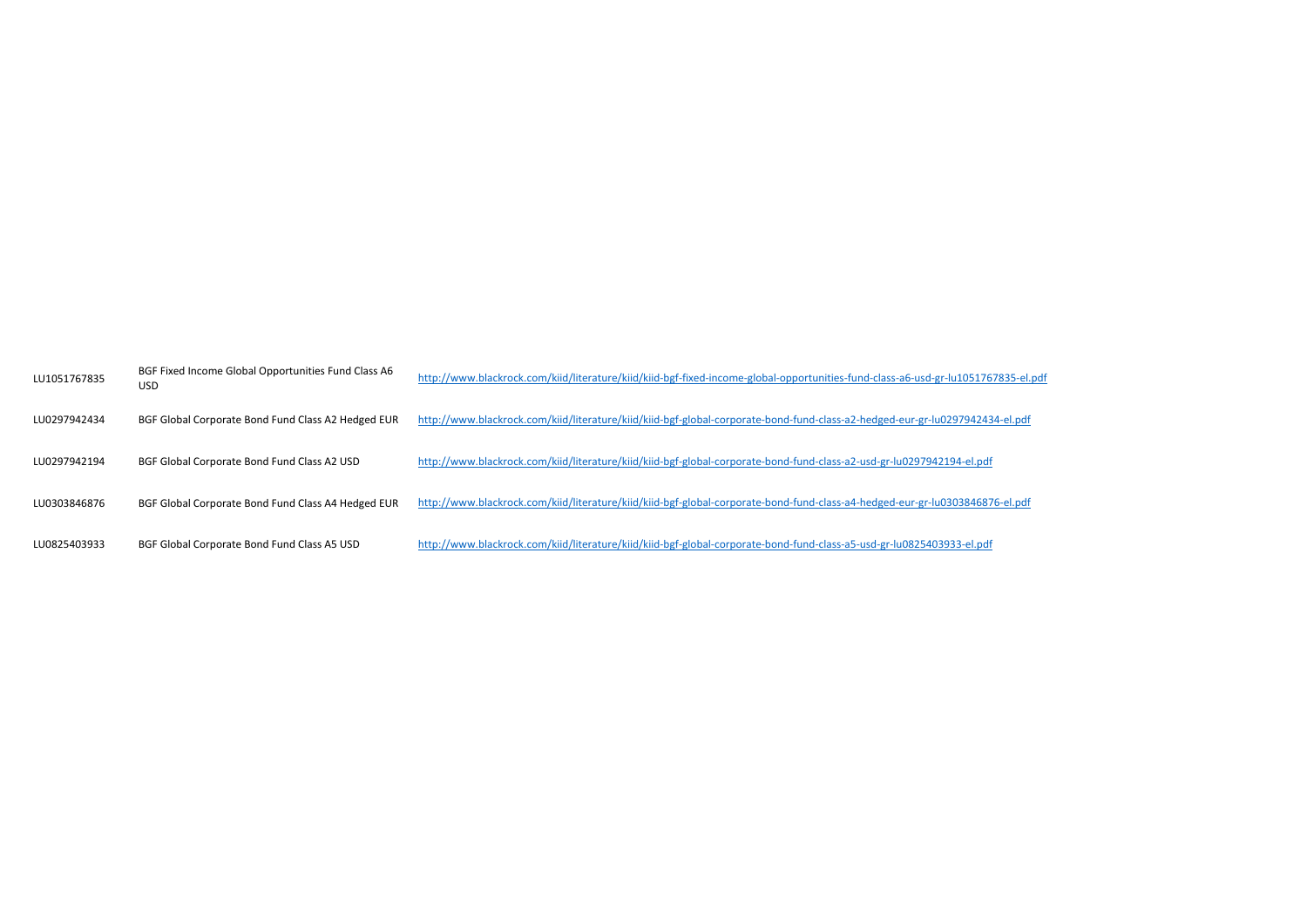| | | |
|---|---|---|
| LU1051767835 | BGF Fixed Income Global Opportunities Fund Class A6 USD | http://www.blackrock.com/kiid/literature/kiid/kiid-bgf-fixed-income-global-opportunities-fund-class-a6-usd-gr-lu1051767835-el.pdf |
| LU0297942434 | BGF Global Corporate Bond Fund Class A2 Hedged EUR | http://www.blackrock.com/kiid/literature/kiid/kiid-bgf-global-corporate-bond-fund-class-a2-hedged-eur-gr-lu0297942434-el.pdf |
| LU0297942194 | BGF Global Corporate Bond Fund Class A2 USD | http://www.blackrock.com/kiid/literature/kiid/kiid-bgf-global-corporate-bond-fund-class-a2-usd-gr-lu0297942194-el.pdf |
| LU0303846876 | BGF Global Corporate Bond Fund Class A4 Hedged EUR | http://www.blackrock.com/kiid/literature/kiid/kiid-bgf-global-corporate-bond-fund-class-a4-hedged-eur-gr-lu0303846876-el.pdf |
| LU0825403933 | BGF Global Corporate Bond Fund Class A5 USD | http://www.blackrock.com/kiid/literature/kiid/kiid-bgf-global-corporate-bond-fund-class-a5-usd-gr-lu0825403933-el.pdf |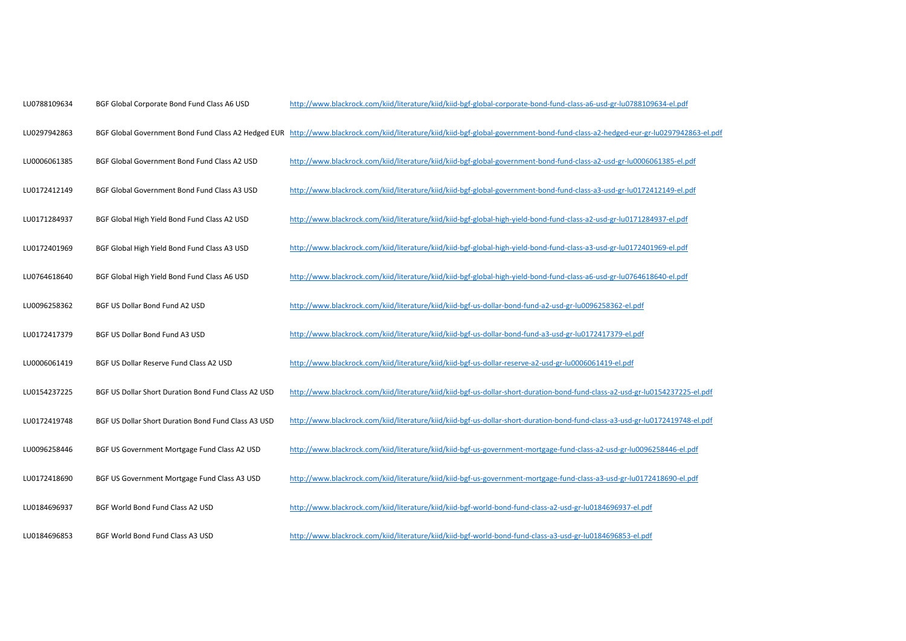| | | |
|---|---|---|
| LU0788109634 | BGF Global Corporate Bond Fund Class A6 USD | http://www.blackrock.com/kiid/literature/kiid/kiid-bgf-global-corporate-bond-fund-class-a6-usd-gr-lu0788109634-el.pdf |
| LU0297942863 | BGF Global Government Bond Fund Class A2 Hedged EUR | http://www.blackrock.com/kiid/literature/kiid/kiid-bgf-global-government-bond-fund-class-a2-hedged-eur-gr-lu0297942863-el.pdf |
| LU0006061385 | BGF Global Government Bond Fund Class A2 USD | http://www.blackrock.com/kiid/literature/kiid/kiid-bgf-global-government-bond-fund-class-a2-usd-gr-lu0006061385-el.pdf |
| LU0172412149 | BGF Global Government Bond Fund Class A3 USD | http://www.blackrock.com/kiid/literature/kiid/kiid-bgf-global-government-bond-fund-class-a3-usd-gr-lu0172412149-el.pdf |
| LU0171284937 | BGF Global High Yield Bond Fund Class A2 USD | http://www.blackrock.com/kiid/literature/kiid/kiid-bgf-global-high-yield-bond-fund-class-a2-usd-gr-lu0171284937-el.pdf |
| LU0172401969 | BGF Global High Yield Bond Fund Class A3 USD | http://www.blackrock.com/kiid/literature/kiid/kiid-bgf-global-high-yield-bond-fund-class-a3-usd-gr-lu0172401969-el.pdf |
| LU0764618640 | BGF Global High Yield Bond Fund Class A6 USD | http://www.blackrock.com/kiid/literature/kiid/kiid-bgf-global-high-yield-bond-fund-class-a6-usd-gr-lu0764618640-el.pdf |
| LU0096258362 | BGF US Dollar Bond Fund A2 USD | http://www.blackrock.com/kiid/literature/kiid/kiid-bgf-us-dollar-bond-fund-a2-usd-gr-lu0096258362-el.pdf |
| LU0172417379 | BGF US Dollar Bond Fund A3 USD | http://www.blackrock.com/kiid/literature/kiid/kiid-bgf-us-dollar-bond-fund-a3-usd-gr-lu0172417379-el.pdf |
| LU0006061419 | BGF US Dollar Reserve Fund Class A2 USD | http://www.blackrock.com/kiid/literature/kiid/kiid-bgf-us-dollar-reserve-a2-usd-gr-lu0006061419-el.pdf |
| LU0154237225 | BGF US Dollar Short Duration Bond Fund Class A2 USD | http://www.blackrock.com/kiid/literature/kiid/kiid-bgf-us-dollar-short-duration-bond-fund-class-a2-usd-gr-lu0154237225-el.pdf |
| LU0172419748 | BGF US Dollar Short Duration Bond Fund Class A3 USD | http://www.blackrock.com/kiid/literature/kiid/kiid-bgf-us-dollar-short-duration-bond-fund-class-a3-usd-gr-lu0172419748-el.pdf |
| LU0096258446 | BGF US Government Mortgage Fund Class A2 USD | http://www.blackrock.com/kiid/literature/kiid/kiid-bgf-us-government-mortgage-fund-class-a2-usd-gr-lu0096258446-el.pdf |
| LU0172418690 | BGF US Government Mortgage Fund Class A3 USD | http://www.blackrock.com/kiid/literature/kiid/kiid-bgf-us-government-mortgage-fund-class-a3-usd-gr-lu0172418690-el.pdf |
| LU0184696937 | BGF World Bond Fund Class A2 USD | http://www.blackrock.com/kiid/literature/kiid/kiid-bgf-world-bond-fund-class-a2-usd-gr-lu0184696937-el.pdf |
| LU0184696853 | BGF World Bond Fund Class A3 USD | http://www.blackrock.com/kiid/literature/kiid/kiid-bgf-world-bond-fund-class-a3-usd-gr-lu0184696853-el.pdf |